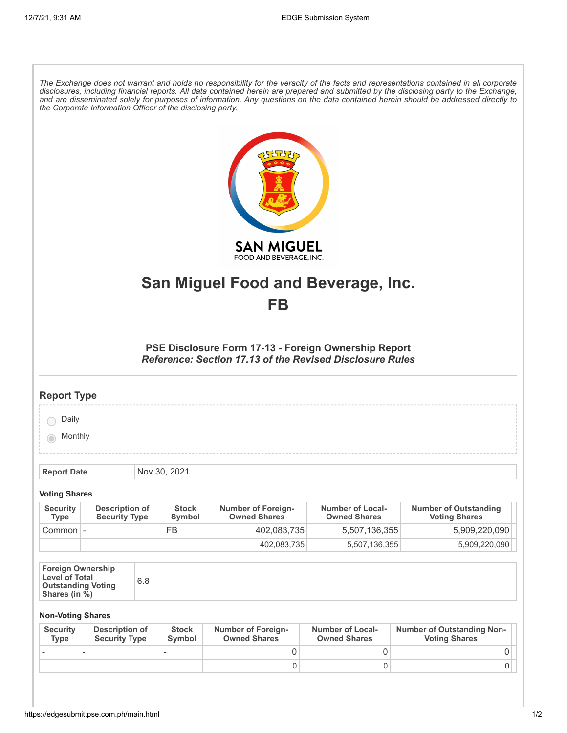*The Exchange does not warrant and holds no responsibility for the veracity of the facts and representations contained in all corporate disclosures, including financial reports. All data contained herein are prepared and submitted by the disclosing party to the Exchange, and are disseminated solely for purposes of information. Any questions on the data contained herein should be addressed directly to the Corporate Information Officer of the disclosing party.*

# San Miguel Food and Beverage, Inc.
# FB

### PSE Disclosure Form 17-13 - Foreign Ownership Report
***Reference: Section 17.13 of the Revised Disclosure Rules***

## Report Type

- [ ] Daily
- [x] Monthly

| **Report Date** | Nov 30, 2021 |
|---|---|

**Voting Shares**

| Security Type | Description of Security Type | Stock Symbol | Number of Foreign-Owned Shares | Number of Local-Owned Shares | Number of Outstanding Voting Shares |
|---|---|---|---|---|---|
| Common | - | FB | 402,083,735 | 5,507,136,355 | 5,909,220,090 |
| | | | 402,083,735 | 5,507,136,355 | 5,909,220,090 |

| **Foreign Ownership Level of Total Outstanding Voting Shares (in %)** | 6.8 |
|---|---|

**Non-Voting Shares**

| Security Type | Description of Security Type | Stock Symbol | Number of Foreign-Owned Shares | Number of Local-Owned Shares | Number of Outstanding Non-Voting Shares |
|---|---|---|---|---|---|
| - | - | - | 0 | 0 | 0 |
| | | | 0 | 0 | 0 |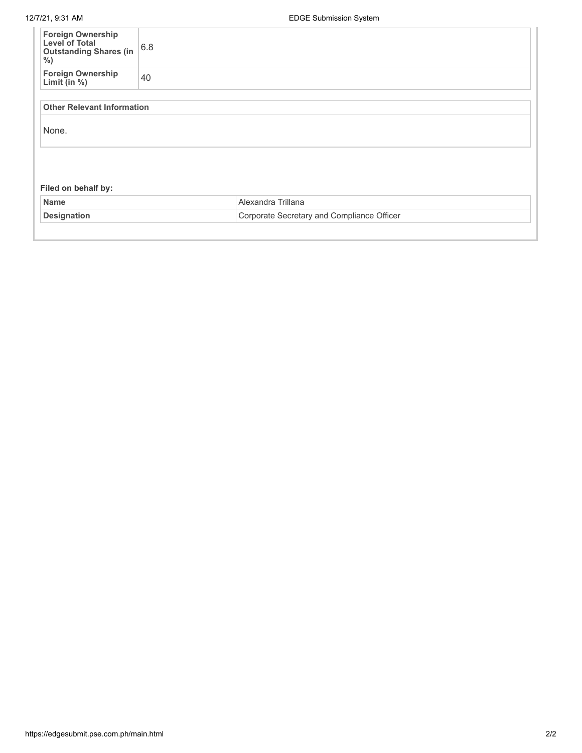| | |
| --- | --- |
| **Foreign Ownership Level of Total Outstanding Shares (in %)** | 6.8 |
| **Foreign Ownership Limit (in %)** | 40 |

| **Other Relevant Information** |
| --- |
| None. |

**Filed on behalf by:**

| | |
| --- | --- |
| **Name** | Alexandra Trillana |
| **Designation** | Corporate Secretary and Compliance Officer |